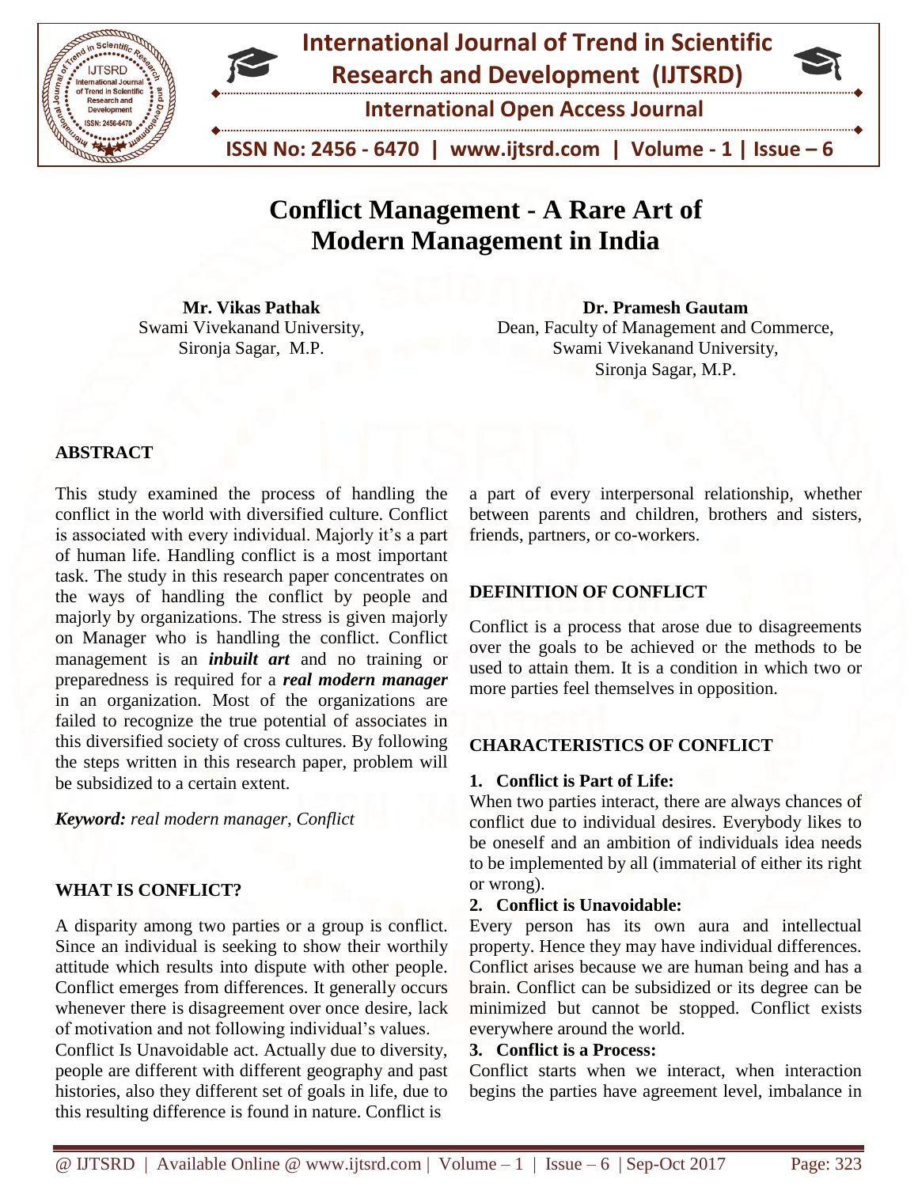# Conflict Management - A Rare Art of Modern Management in India

**Mr. Vikas Pathak**
Swami Vivekanand University,
Sironja Sagar, M.P.

**Dr. Pramesh Gautam**
Dean, Faculty of Management and Commerce,
Swami Vivekanand University,
Sironja Sagar, M.P.

## ABSTRACT

This study examined the process of handling the conflict in the world with diversified culture. Conflict is associated with every individual. Majorly it's a part of human life. Handling conflict is a most important task. The study in this research paper concentrates on the ways of handling the conflict by people and majorly by organizations. The stress is given majorly on Manager who is handling the conflict. Conflict management is an ***inbuilt art*** and no training or preparedness is required for a ***real modern manager*** in an organization. Most of the organizations are failed to recognize the true potential of associates in this diversified society of cross cultures. By following the steps written in this research paper, problem will be subsidized to a certain extent.

***Keyword:*** *real modern manager, Conflict*

## WHAT IS CONFLICT?

A disparity among two parties or a group is conflict. Since an individual is seeking to show their worthily attitude which results into dispute with other people. Conflict emerges from differences. It generally occurs whenever there is disagreement over once desire, lack of motivation and not following individual's values.

Conflict Is Unavoidable act. Actually due to diversity, people are different with different geography and past histories, also they different set of goals in life, due to this resulting difference is found in nature. Conflict is a part of every interpersonal relationship, whether between parents and children, brothers and sisters, friends, partners, or co-workers.

## DEFINITION OF CONFLICT

Conflict is a process that arose due to disagreements over the goals to be achieved or the methods to be used to attain them. It is a condition in which two or more parties feel themselves in opposition.

## CHARACTERISTICS OF CONFLICT

**1. Conflict is Part of Life:**

When two parties interact, there are always chances of conflict due to individual desires. Everybody likes to be oneself and an ambition of individuals idea needs to be implemented by all (immaterial of either its right or wrong).

**2. Conflict is Unavoidable:**

Every person has its own aura and intellectual property. Hence they may have individual differences. Conflict arises because we are human being and has a brain. Conflict can be subsidized or its degree can be minimized but cannot be stopped. Conflict exists everywhere around the world.

**3. Conflict is a Process:**

Conflict starts when we interact, when interaction begins the parties have agreement level, imbalance in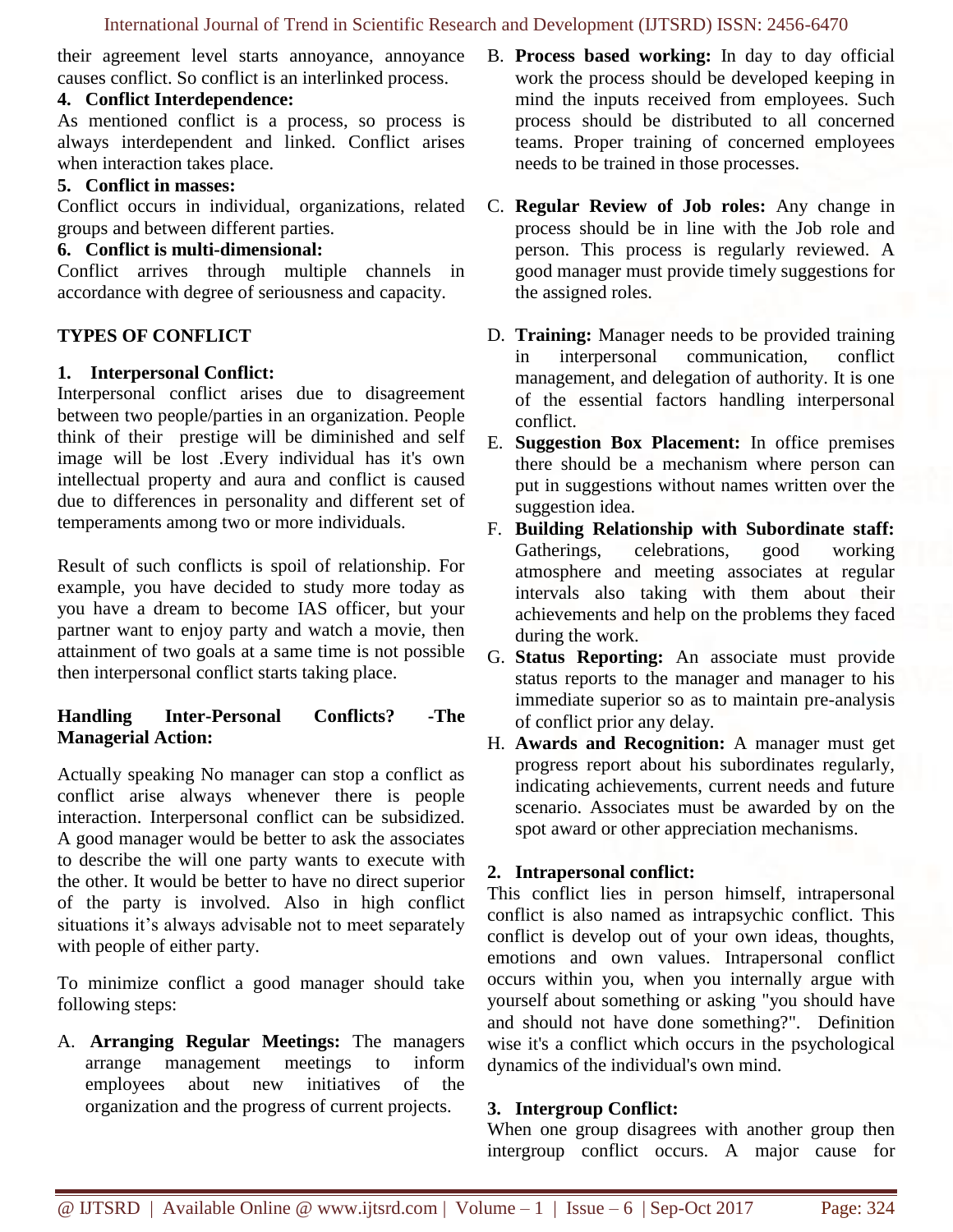their agreement level starts annoyance, annoyance causes conflict. So conflict is an interlinked process.

**4. Conflict Interdependence:**

As mentioned conflict is a process, so process is always interdependent and linked. Conflict arises when interaction takes place.

**5. Conflict in masses:**

Conflict occurs in individual, organizations, related groups and between different parties.

**6. Conflict is multi-dimensional:**

Conflict arrives through multiple channels in accordance with degree of seriousness and capacity.

## TYPES OF CONFLICT

### 1. Interpersonal Conflict:

Interpersonal conflict arises due to disagreement between two people/parties in an organization. People think of their prestige will be diminished and self image will be lost .Every individual has it's own intellectual property and aura and conflict is caused due to differences in personality and different set of temperaments among two or more individuals.

Result of such conflicts is spoil of relationship. For example, you have decided to study more today as you have a dream to become IAS officer, but your partner want to enjoy party and watch a movie, then attainment of two goals at a same time is not possible then interpersonal conflict starts taking place.

**Handling Inter-Personal Conflicts? -The Managerial Action:**

Actually speaking No manager can stop a conflict as conflict arise always whenever there is people interaction. Interpersonal conflict can be subsidized. A good manager would be better to ask the associates to describe the will one party wants to execute with the other. It would be better to have no direct superior of the party is involved. Also in high conflict situations it's always advisable not to meet separately with people of either party.

To minimize conflict a good manager should take following steps:

A. **Arranging Regular Meetings:** The managers arrange management meetings to inform employees about new initiatives of the organization and the progress of current projects.

B. **Process based working:** In day to day official work the process should be developed keeping in mind the inputs received from employees. Such process should be distributed to all concerned teams. Proper training of concerned employees needs to be trained in those processes.

C. **Regular Review of Job roles:** Any change in process should be in line with the Job role and person. This process is regularly reviewed. A good manager must provide timely suggestions for the assigned roles.

D. **Training:** Manager needs to be provided training in interpersonal communication, conflict management, and delegation of authority. It is one of the essential factors handling interpersonal conflict.

E. **Suggestion Box Placement:** In office premises there should be a mechanism where person can put in suggestions without names written over the suggestion idea.

F. **Building Relationship with Subordinate staff:** Gatherings, celebrations, good working atmosphere and meeting associates at regular intervals also taking with them about their achievements and help on the problems they faced during the work.

G. **Status Reporting:** An associate must provide status reports to the manager and manager to his immediate superior so as to maintain pre-analysis of conflict prior any delay.

H. **Awards and Recognition:** A manager must get progress report about his subordinates regularly, indicating achievements, current needs and future scenario. Associates must be awarded by on the spot award or other appreciation mechanisms.

### 2. Intrapersonal conflict:

This conflict lies in person himself, intrapersonal conflict is also named as intrapsychic conflict. This conflict is develop out of your own ideas, thoughts, emotions and own values. Intrapersonal conflict occurs within you, when you internally argue with yourself about something or asking "you should have and should not have done something?". Definition wise it's a conflict which occurs in the psychological dynamics of the individual's own mind.

### 3. Intergroup Conflict:

When one group disagrees with another group then intergroup conflict occurs. A major cause for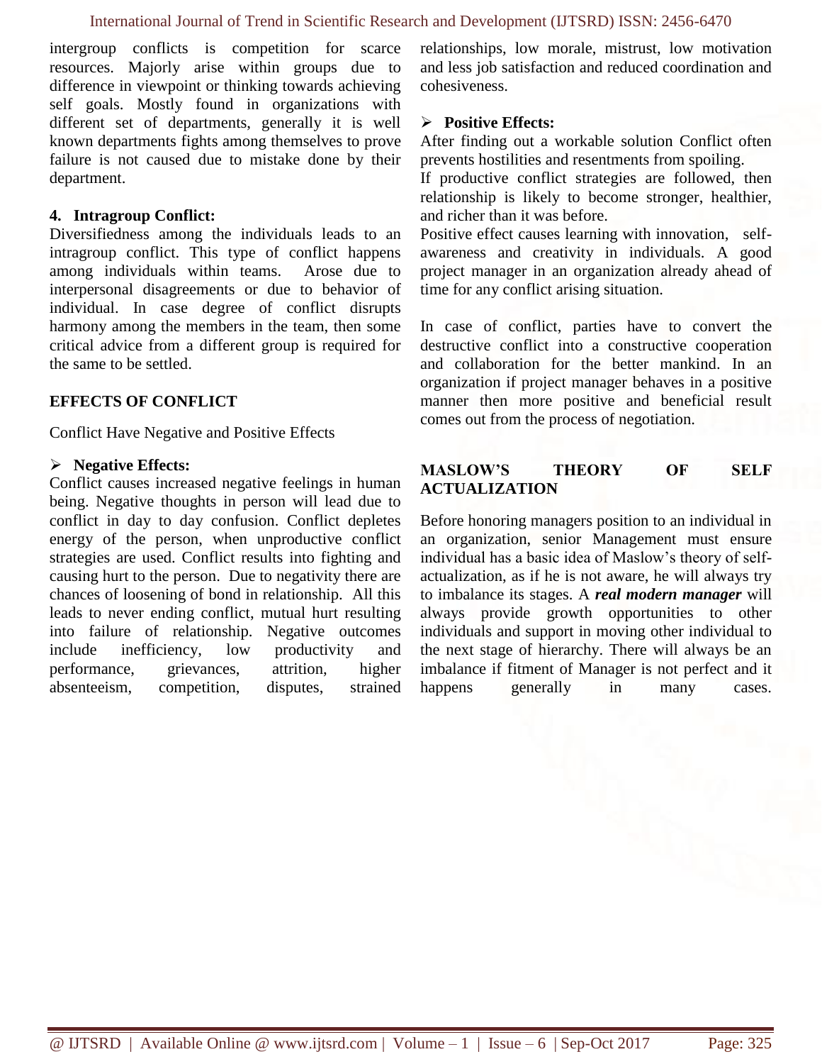intergroup conflicts is competition for scarce resources. Majorly arise within groups due to difference in viewpoint or thinking towards achieving self goals. Mostly found in organizations with different set of departments, generally it is well known departments fights among themselves to prove failure is not caused due to mistake done by their department.

**4. Intragroup Conflict:**

Diversifiedness among the individuals leads to an intragroup conflict. This type of conflict happens among individuals within teams. Arose due to interpersonal disagreements or due to behavior of individual. In case degree of conflict disrupts harmony among the members in the team, then some critical advice from a different group is required for the same to be settled.

## EFFECTS OF CONFLICT

Conflict Have Negative and Positive Effects

- **Negative Effects:**

Conflict causes increased negative feelings in human being. Negative thoughts in person will lead due to conflict in day to day confusion. Conflict depletes energy of the person, when unproductive conflict strategies are used. Conflict results into fighting and causing hurt to the person. Due to negativity there are chances of loosening of bond in relationship. All this leads to never ending conflict, mutual hurt resulting into failure of relationship. Negative outcomes include inefficiency, low productivity and performance, grievances, attrition, higher absenteeism, competition, disputes, strained relationships, low morale, mistrust, low motivation and less job satisfaction and reduced coordination and cohesiveness.

- **Positive Effects:**

After finding out a workable solution Conflict often prevents hostilities and resentments from spoiling.

If productive conflict strategies are followed, then relationship is likely to become stronger, healthier, and richer than it was before.

Positive effect causes learning with innovation, self-awareness and creativity in individuals. A good project manager in an organization already ahead of time for any conflict arising situation.

In case of conflict, parties have to convert the destructive conflict into a constructive cooperation and collaboration for the better mankind. In an organization if project manager behaves in a positive manner then more positive and beneficial result comes out from the process of negotiation.

## MASLOW'S THEORY OF SELF ACTUALIZATION

Before honoring managers position to an individual in an organization, senior Management must ensure individual has a basic idea of Maslow's theory of self-actualization, as if he is not aware, he will always try to imbalance its stages. A ***real modern manager*** will always provide growth opportunities to other individuals and support in moving other individual to the next stage of hierarchy. There will always be an imbalance if fitment of Manager is not perfect and it happens generally in many cases.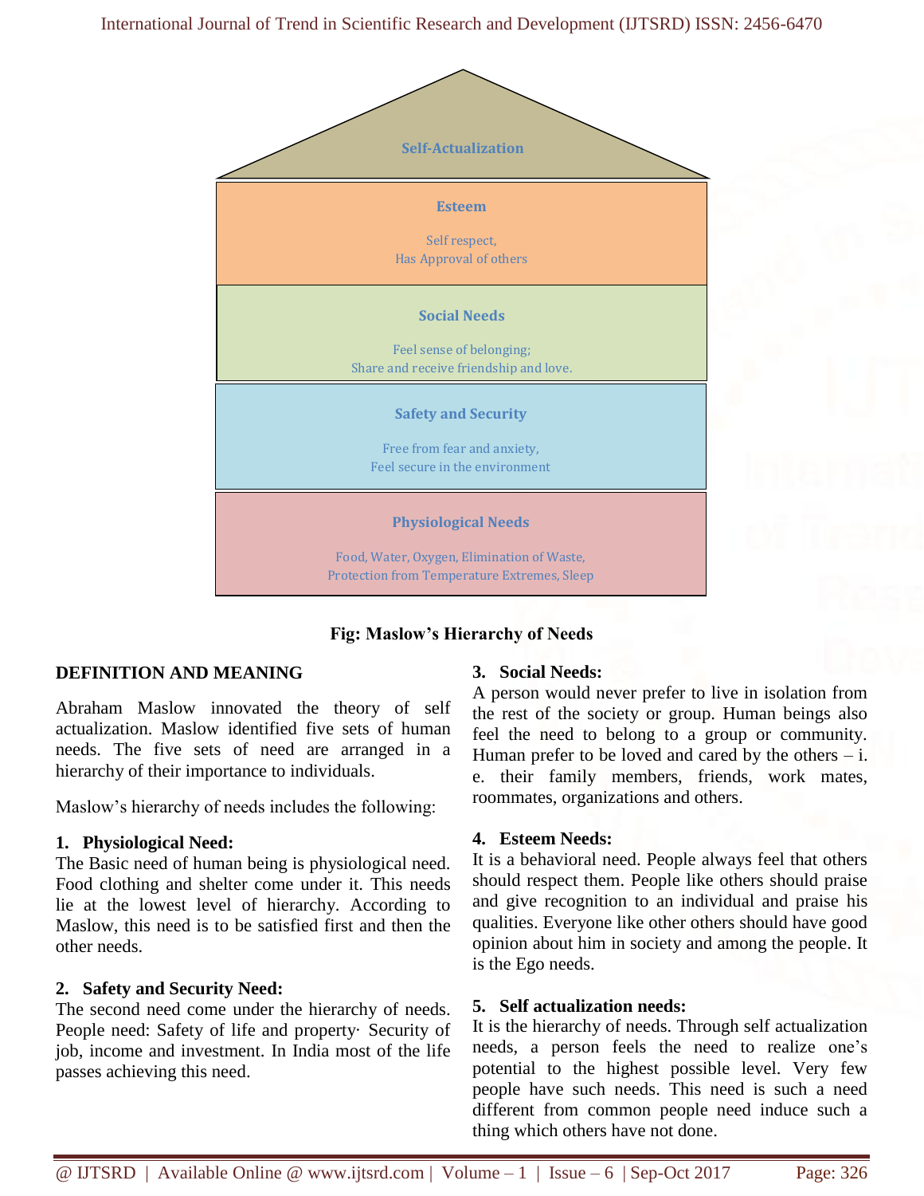Self-Actualization

Esteem

Self respect,
Has Approval of others

Social Needs

Feel sense of belonging;
Share and receive friendship and love.

Safety and Security

Free from fear and anxiety,
Feel secure in the environment

Physiological Needs

Food, Water, Oxygen, Elimination of Waste,
Protection from Temperature Extremes, Sleep

**Fig: Maslow's Hierarchy of Needs**

## DEFINITION AND MEANING

Abraham Maslow innovated the theory of self actualization. Maslow identified five sets of human needs. The five sets of need are arranged in a hierarchy of their importance to individuals.

Maslow's hierarchy of needs includes the following:

### 1. Physiological Need:

The Basic need of human being is physiological need. Food clothing and shelter come under it. This needs lie at the lowest level of hierarchy. According to Maslow, this need is to be satisfied first and then the other needs.

### 2. Safety and Security Need:

The second need come under the hierarchy of needs. People need: Safety of life and property· Security of job, income and investment. In India most of the life passes achieving this need.

### 3. Social Needs:

A person would never prefer to live in isolation from the rest of the society or group. Human beings also feel the need to belong to a group or community. Human prefer to be loved and cared by the others – i. e. their family members, friends, work mates, roommates, organizations and others.

### 4. Esteem Needs:

It is a behavioral need. People always feel that others should respect them. People like others should praise and give recognition to an individual and praise his qualities. Everyone like other others should have good opinion about him in society and among the people. It is the Ego needs.

### 5. Self actualization needs:

It is the hierarchy of needs. Through self actualization needs, a person feels the need to realize one's potential to the highest possible level. Very few people have such needs. This need is such a need different from common people need induce such a thing which others have not done.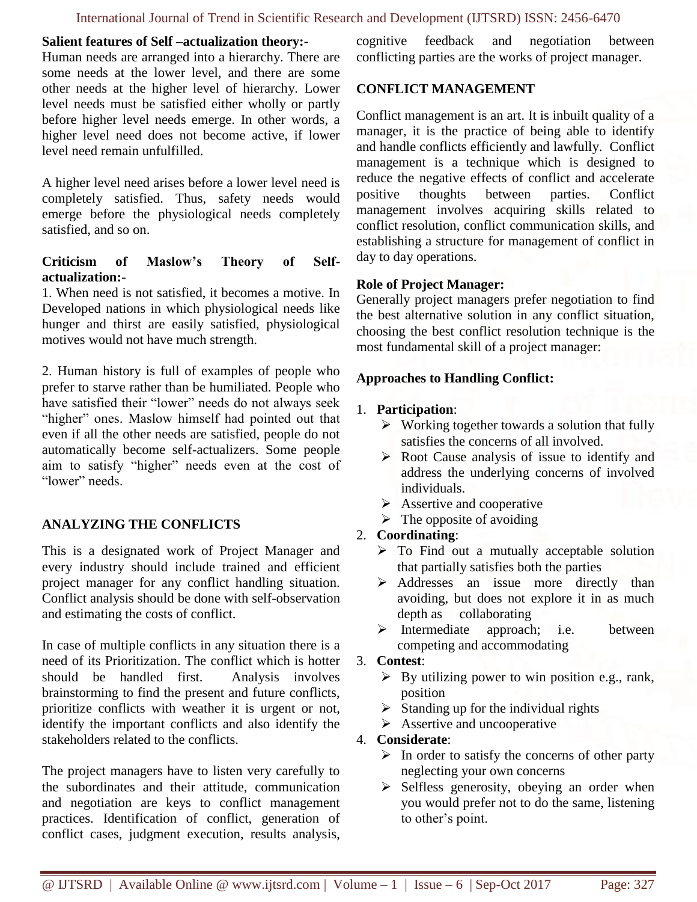**Salient features of Self –actualization theory:-**

Human needs are arranged into a hierarchy. There are some needs at the lower level, and there are some other needs at the higher level of hierarchy. Lower level needs must be satisfied either wholly or partly before higher level needs emerge. In other words, a higher level need does not become active, if lower level need remain unfulfilled.

A higher level need arises before a lower level need is completely satisfied. Thus, safety needs would emerge before the physiological needs completely satisfied, and so on.

**Criticism of Maslow's Theory of Self-actualization:-**

1. When need is not satisfied, it becomes a motive. In Developed nations in which physiological needs like hunger and thirst are easily satisfied, physiological motives would not have much strength.

2. Human history is full of examples of people who prefer to starve rather than be humiliated. People who have satisfied their "lower" needs do not always seek "higher" ones. Maslow himself had pointed out that even if all the other needs are satisfied, people do not automatically become self-actualizers. Some people aim to satisfy "higher" needs even at the cost of "lower" needs.

## ANALYZING THE CONFLICTS

This is a designated work of Project Manager and every industry should include trained and efficient project manager for any conflict handling situation. Conflict analysis should be done with self-observation and estimating the costs of conflict.

In case of multiple conflicts in any situation there is a need of its Prioritization. The conflict which is hotter should be handled first. Analysis involves brainstorming to find the present and future conflicts, prioritize conflicts with weather it is urgent or not, identify the important conflicts and also identify the stakeholders related to the conflicts.

The project managers have to listen very carefully to the subordinates and their attitude, communication and negotiation are keys to conflict management practices. Identification of conflict, generation of conflict cases, judgment execution, results analysis, cognitive feedback and negotiation between conflicting parties are the works of project manager.

## CONFLICT MANAGEMENT

Conflict management is an art. It is inbuilt quality of a manager, it is the practice of being able to identify and handle conflicts efficiently and lawfully. Conflict management is a technique which is designed to reduce the negative effects of conflict and accelerate positive thoughts between parties. Conflict management involves acquiring skills related to conflict resolution, conflict communication skills, and establishing a structure for management of conflict in day to day operations.

**Role of Project Manager:**

Generally project managers prefer negotiation to find the best alternative solution in any conflict situation, choosing the best conflict resolution technique is the most fundamental skill of a project manager:

**Approaches to Handling Conflict:**

1. **Participation**:
   - Working together towards a solution that fully satisfies the concerns of all involved.
   - Root Cause analysis of issue to identify and address the underlying concerns of involved individuals.
   - Assertive and cooperative
   - The opposite of avoiding
2. **Coordinating**:
   - To Find out a mutually acceptable solution that partially satisfies both the parties
   - Addresses an issue more directly than avoiding, but does not explore it in as much depth as collaborating
   - Intermediate approach; i.e. between competing and accommodating
3. **Contest**:
   - By utilizing power to win position e.g., rank, position
   - Standing up for the individual rights
   - Assertive and uncooperative
4. **Considerate**:
   - In order to satisfy the concerns of other party neglecting your own concerns
   - Selfless generosity, obeying an order when you would prefer not to do the same, listening to other's point.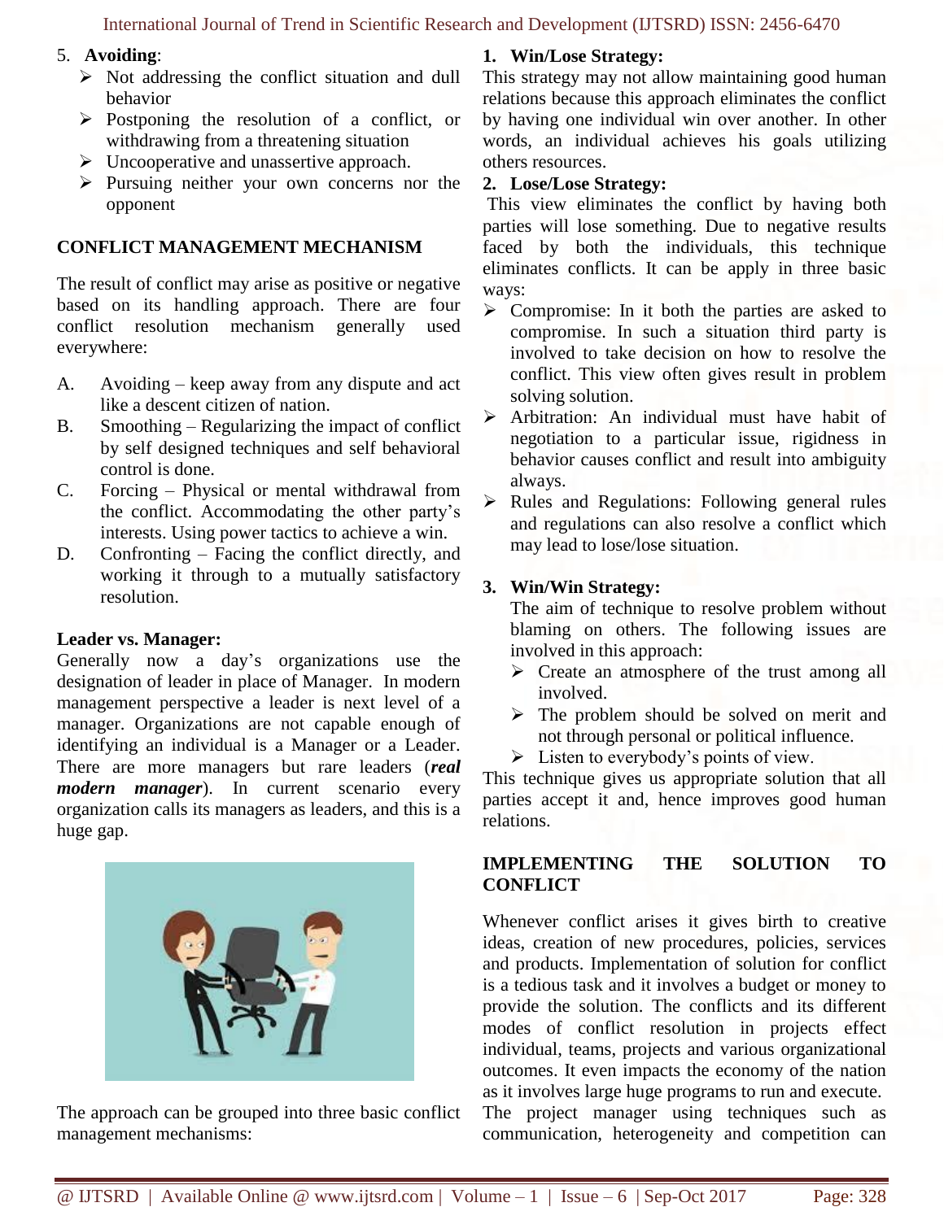5. **Avoiding**:
   - Not addressing the conflict situation and dull behavior
   - Postponing the resolution of a conflict, or withdrawing from a threatening situation
   - Uncooperative and unassertive approach.
   - Pursuing neither your own concerns nor the opponent

## CONFLICT MANAGEMENT MECHANISM

The result of conflict may arise as positive or negative based on its handling approach. There are four conflict resolution mechanism generally used everywhere:

A. Avoiding – keep away from any dispute and act like a descent citizen of nation.
B. Smoothing – Regularizing the impact of conflict by self designed techniques and self behavioral control is done.
C. Forcing – Physical or mental withdrawal from the conflict. Accommodating the other party's interests. Using power tactics to achieve a win.
D. Confronting – Facing the conflict directly, and working it through to a mutually satisfactory resolution.

**Leader vs. Manager:**
Generally now a day's organizations use the designation of leader in place of Manager. In modern management perspective a leader is next level of a manager. Organizations are not capable enough of identifying an individual is a Manager or a Leader. There are more managers but rare leaders (***real modern manager***). In current scenario every organization calls its managers as leaders, and this is a huge gap.

The approach can be grouped into three basic conflict management mechanisms:

**1. Win/Lose Strategy:**
This strategy may not allow maintaining good human relations because this approach eliminates the conflict by having one individual win over another. In other words, an individual achieves his goals utilizing others resources.

**2. Lose/Lose Strategy:**
This view eliminates the conflict by having both parties will lose something. Due to negative results faced by both the individuals, this technique eliminates conflicts. It can be apply in three basic ways:

- Compromise: In it both the parties are asked to compromise. In such a situation third party is involved to take decision on how to resolve the conflict. This view often gives result in problem solving solution.
- Arbitration: An individual must have habit of negotiation to a particular issue, rigidness in behavior causes conflict and result into ambiguity always.
- Rules and Regulations: Following general rules and regulations can also resolve a conflict which may lead to lose/lose situation.

**3. Win/Win Strategy:**
The aim of technique to resolve problem without blaming on others. The following issues are involved in this approach:
   - Create an atmosphere of the trust among all involved.
   - The problem should be solved on merit and not through personal or political influence.
   - Listen to everybody's points of view.

This technique gives us appropriate solution that all parties accept it and, hence improves good human relations.

## IMPLEMENTING THE SOLUTION TO CONFLICT

Whenever conflict arises it gives birth to creative ideas, creation of new procedures, policies, services and products. Implementation of solution for conflict is a tedious task and it involves a budget or money to provide the solution. The conflicts and its different modes of conflict resolution in projects effect individual, teams, projects and various organizational outcomes. It even impacts the economy of the nation as it involves large huge programs to run and execute. The project manager using techniques such as communication, heterogeneity and competition can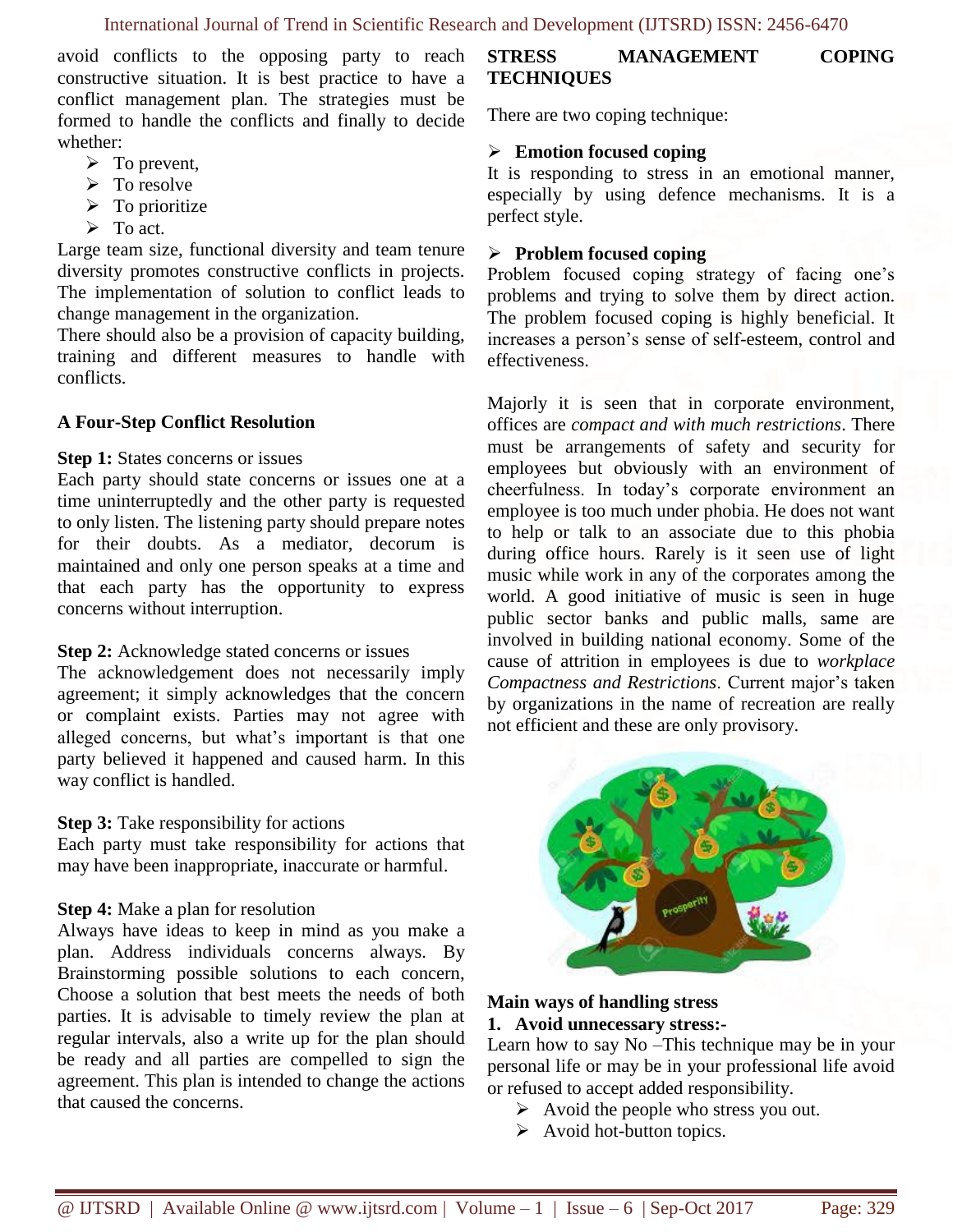avoid conflicts to the opposing party to reach constructive situation. It is best practice to have a conflict management plan. The strategies must be formed to handle the conflicts and finally to decide whether:

- To prevent,
- To resolve
- To prioritize
- To act.

Large team size, functional diversity and team tenure diversity promotes constructive conflicts in projects. The implementation of solution to conflict leads to change management in the organization.

There should also be a provision of capacity building, training and different measures to handle with conflicts.

**A Four-Step Conflict Resolution**

**Step 1:** States concerns or issues

Each party should state concerns or issues one at a time uninterruptedly and the other party is requested to only listen. The listening party should prepare notes for their doubts. As a mediator, decorum is maintained and only one person speaks at a time and that each party has the opportunity to express concerns without interruption.

**Step 2:** Acknowledge stated concerns or issues

The acknowledgement does not necessarily imply agreement; it simply acknowledges that the concern or complaint exists. Parties may not agree with alleged concerns, but what's important is that one party believed it happened and caused harm. In this way conflict is handled.

**Step 3:** Take responsibility for actions

Each party must take responsibility for actions that may have been inappropriate, inaccurate or harmful.

**Step 4:** Make a plan for resolution

Always have ideas to keep in mind as you make a plan. Address individuals concerns always. By Brainstorming possible solutions to each concern, Choose a solution that best meets the needs of both parties. It is advisable to timely review the plan at regular intervals, also a write up for the plan should be ready and all parties are compelled to sign the agreement. This plan is intended to change the actions that caused the concerns.

**STRESS MANAGEMENT COPING TECHNIQUES**

There are two coping technique:

- **Emotion focused coping**

It is responding to stress in an emotional manner, especially by using defence mechanisms. It is a perfect style.

- **Problem focused coping**

Problem focused coping strategy of facing one's problems and trying to solve them by direct action. The problem focused coping is highly beneficial. It increases a person's sense of self-esteem, control and effectiveness.

Majorly it is seen that in corporate environment, offices are *compact and with much restrictions*. There must be arrangements of safety and security for employees but obviously with an environment of cheerfulness. In today's corporate environment an employee is too much under phobia. He does not want to help or talk to an associate due to this phobia during office hours. Rarely is it seen use of light music while work in any of the corporates among the world. A good initiative of music is seen in huge public sector banks and public malls, same are involved in building national economy. Some of the cause of attrition in employees is due to *workplace Compactness and Restrictions*. Current major's taken by organizations in the name of recreation are really not efficient and these are only provisory.

**Main ways of handling stress**

**1. Avoid unnecessary stress:-**

Learn how to say No –This technique may be in your personal life or may be in your professional life avoid or refused to accept added responsibility.

- Avoid the people who stress you out.
- Avoid hot-button topics.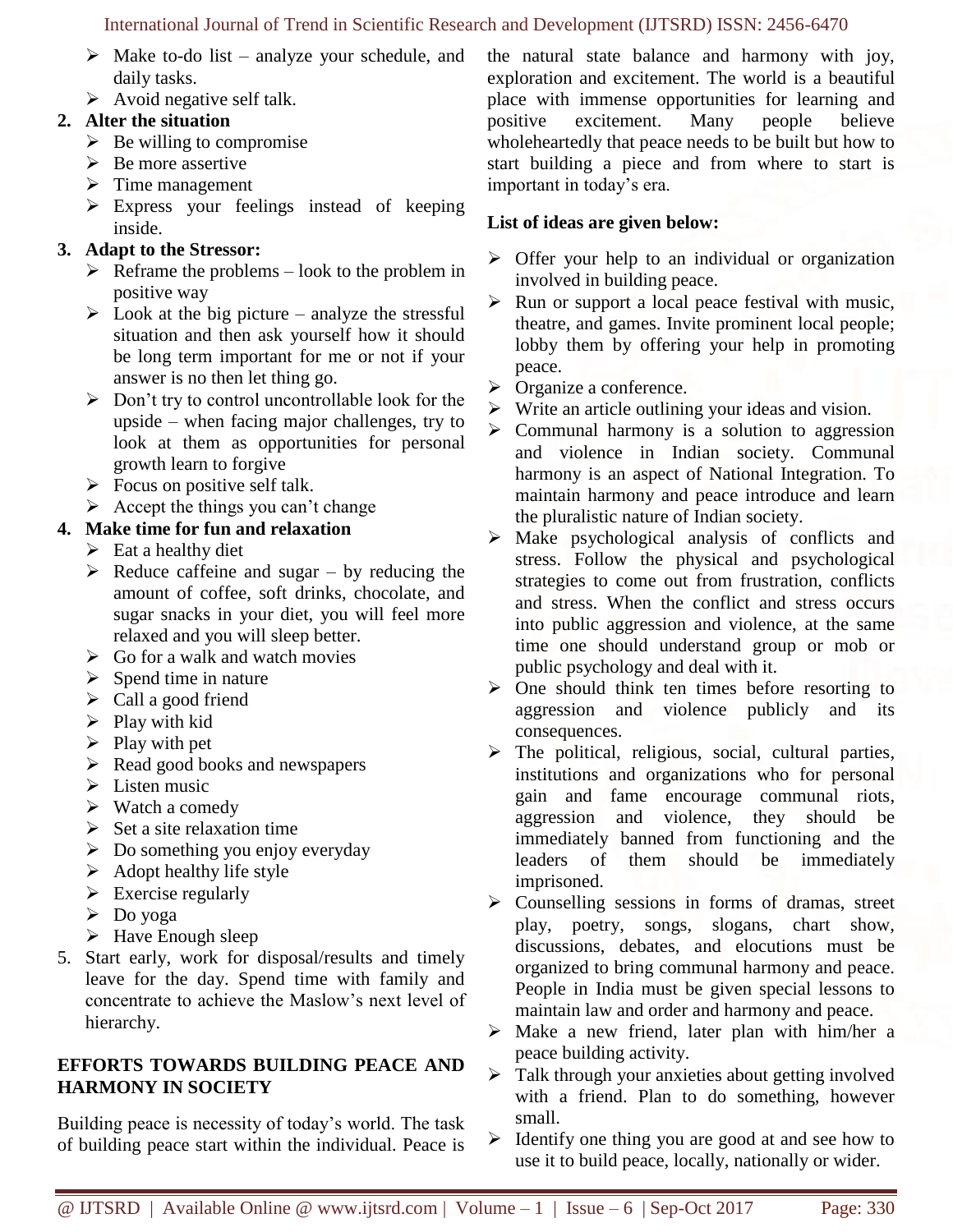- Make to-do list – analyze your schedule, and daily tasks.
- Avoid negative self talk.

2. **Alter the situation**
   - Be willing to compromise
   - Be more assertive
   - Time management
   - Express your feelings instead of keeping inside.
3. **Adapt to the Stressor:**
   - Reframe the problems – look to the problem in positive way
   - Look at the big picture – analyze the stressful situation and then ask yourself how it should be long term important for me or not if your answer is no then let thing go.
   - Don't try to control uncontrollable look for the upside – when facing major challenges, try to look at them as opportunities for personal growth learn to forgive
   - Focus on positive self talk.
   - Accept the things you can't change
4. **Make time for fun and relaxation**
   - Eat a healthy diet
   - Reduce caffeine and sugar – by reducing the amount of coffee, soft drinks, chocolate, and sugar snacks in your diet, you will feel more relaxed and you will sleep better.
   - Go for a walk and watch movies
   - Spend time in nature
   - Call a good friend
   - Play with kid
   - Play with pet
   - Read good books and newspapers
   - Listen music
   - Watch a comedy
   - Set a site relaxation time
   - Do something you enjoy everyday
   - Adopt healthy life style
   - Exercise regularly
   - Do yoga
   - Have Enough sleep
5. Start early, work for disposal/results and timely leave for the day. Spend time with family and concentrate to achieve the Maslow's next level of hierarchy.

## EFFORTS TOWARDS BUILDING PEACE AND HARMONY IN SOCIETY

Building peace is necessity of today's world. The task of building peace start within the individual. Peace is the natural state balance and harmony with joy, exploration and excitement. The world is a beautiful place with immense opportunities for learning and positive excitement. Many people believe wholeheartedly that peace needs to be built but how to start building a piece and from where to start is important in today's era.

**List of ideas are given below:**

- Offer your help to an individual or organization involved in building peace.
- Run or support a local peace festival with music, theatre, and games. Invite prominent local people; lobby them by offering your help in promoting peace.
- Organize a conference.
- Write an article outlining your ideas and vision.
- Communal harmony is a solution to aggression and violence in Indian society. Communal harmony is an aspect of National Integration. To maintain harmony and peace introduce and learn the pluralistic nature of Indian society.
- Make psychological analysis of conflicts and stress. Follow the physical and psychological strategies to come out from frustration, conflicts and stress. When the conflict and stress occurs into public aggression and violence, at the same time one should understand group or mob or public psychology and deal with it.
- One should think ten times before resorting to aggression and violence publicly and its consequences.
- The political, religious, social, cultural parties, institutions and organizations who for personal gain and fame encourage communal riots, aggression and violence, they should be immediately banned from functioning and the leaders of them should be immediately imprisoned.
- Counselling sessions in forms of dramas, street play, poetry, songs, slogans, chart show, discussions, debates, and elocutions must be organized to bring communal harmony and peace. People in India must be given special lessons to maintain law and order and harmony and peace.
- Make a new friend, later plan with him/her a peace building activity.
- Talk through your anxieties about getting involved with a friend. Plan to do something, however small.
- Identify one thing you are good at and see how to use it to build peace, locally, nationally or wider.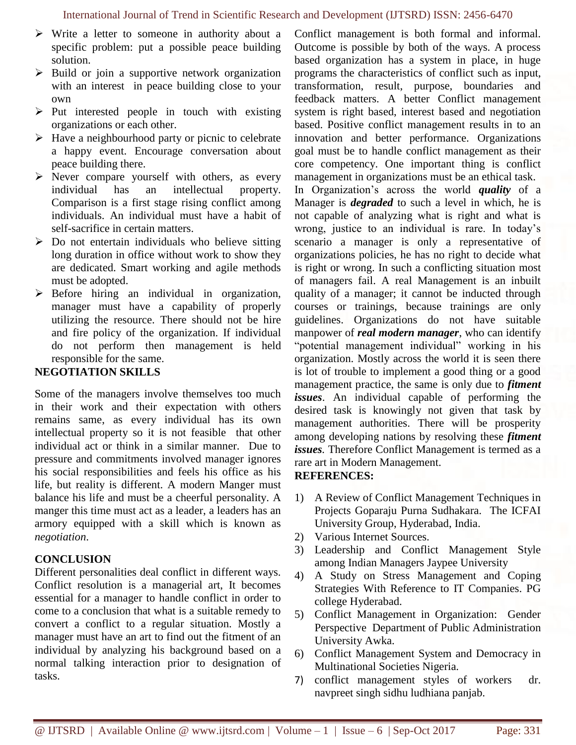- Write a letter to someone in authority about a specific problem: put a possible peace building solution.
- Build or join a supportive network organization with an interest in peace building close to your own
- Put interested people in touch with existing organizations or each other.
- Have a neighbourhood party or picnic to celebrate a happy event. Encourage conversation about peace building there.
- Never compare yourself with others, as every individual has an intellectual property. Comparison is a first stage rising conflict among individuals. An individual must have a habit of self-sacrifice in certain matters.
- Do not entertain individuals who believe sitting long duration in office without work to show they are dedicated. Smart working and agile methods must be adopted.
- Before hiring an individual in organization, manager must have a capability of properly utilizing the resource. There should not be hire and fire policy of the organization. If individual do not perform then management is held responsible for the same.

## NEGOTIATION SKILLS

Some of the managers involve themselves too much in their work and their expectation with others remains same, as every individual has its own intellectual property so it is not feasible that other individual act or think in a similar manner. Due to pressure and commitments involved manager ignores his social responsibilities and feels his office as his life, but reality is different. A modern Manger must balance his life and must be a cheerful personality. A manger this time must act as a leader, a leaders has an armory equipped with a skill which is known as *negotiation*.

## CONCLUSION

Different personalities deal conflict in different ways. Conflict resolution is a managerial art, It becomes essential for a manager to handle conflict in order to come to a conclusion that what is a suitable remedy to convert a conflict to a regular situation. Mostly a manager must have an art to find out the fitment of an individual by analyzing his background based on a normal talking interaction prior to designation of tasks.

Conflict management is both formal and informal. Outcome is possible by both of the ways. A process based organization has a system in place, in huge programs the characteristics of conflict such as input, transformation, result, purpose, boundaries and feedback matters. A better Conflict management system is right based, interest based and negotiation based. Positive conflict management results in to an innovation and better performance. Organizations goal must be to handle conflict management as their core competency. One important thing is conflict management in organizations must be an ethical task.

In Organization's across the world ***quality*** of a Manager is ***degraded*** to such a level in which, he is not capable of analyzing what is right and what is wrong, justice to an individual is rare. In today's scenario a manager is only a representative of organizations policies, he has no right to decide what is right or wrong. In such a conflicting situation most of managers fail. A real Management is an inbuilt quality of a manager; it cannot be inducted through courses or trainings, because trainings are only guidelines. Organizations do not have suitable manpower of ***real modern manager***, who can identify "potential management individual" working in his organization. Mostly across the world it is seen there is lot of trouble to implement a good thing or a good management practice, the same is only due to ***fitment issues***. An individual capable of performing the desired task is knowingly not given that task by management authorities. There will be prosperity among developing nations by resolving these ***fitment issues***. Therefore Conflict Management is termed as a rare art in Modern Management.

## REFERENCES:

1) A Review of Conflict Management Techniques in Projects Goparaju Purna Sudhakara. The ICFAI University Group, Hyderabad, India.
2) Various Internet Sources.
3) Leadership and Conflict Management Style among Indian Managers Jaypee University
4) A Study on Stress Management and Coping Strategies With Reference to IT Companies. PG college Hyderabad.
5) Conflict Management in Organization: Gender Perspective Department of Public Administration University Awka.
6) Conflict Management System and Democracy in Multinational Societies Nigeria.
7) conflict management styles of workers dr. navpreet singh sidhu ludhiana panjab.